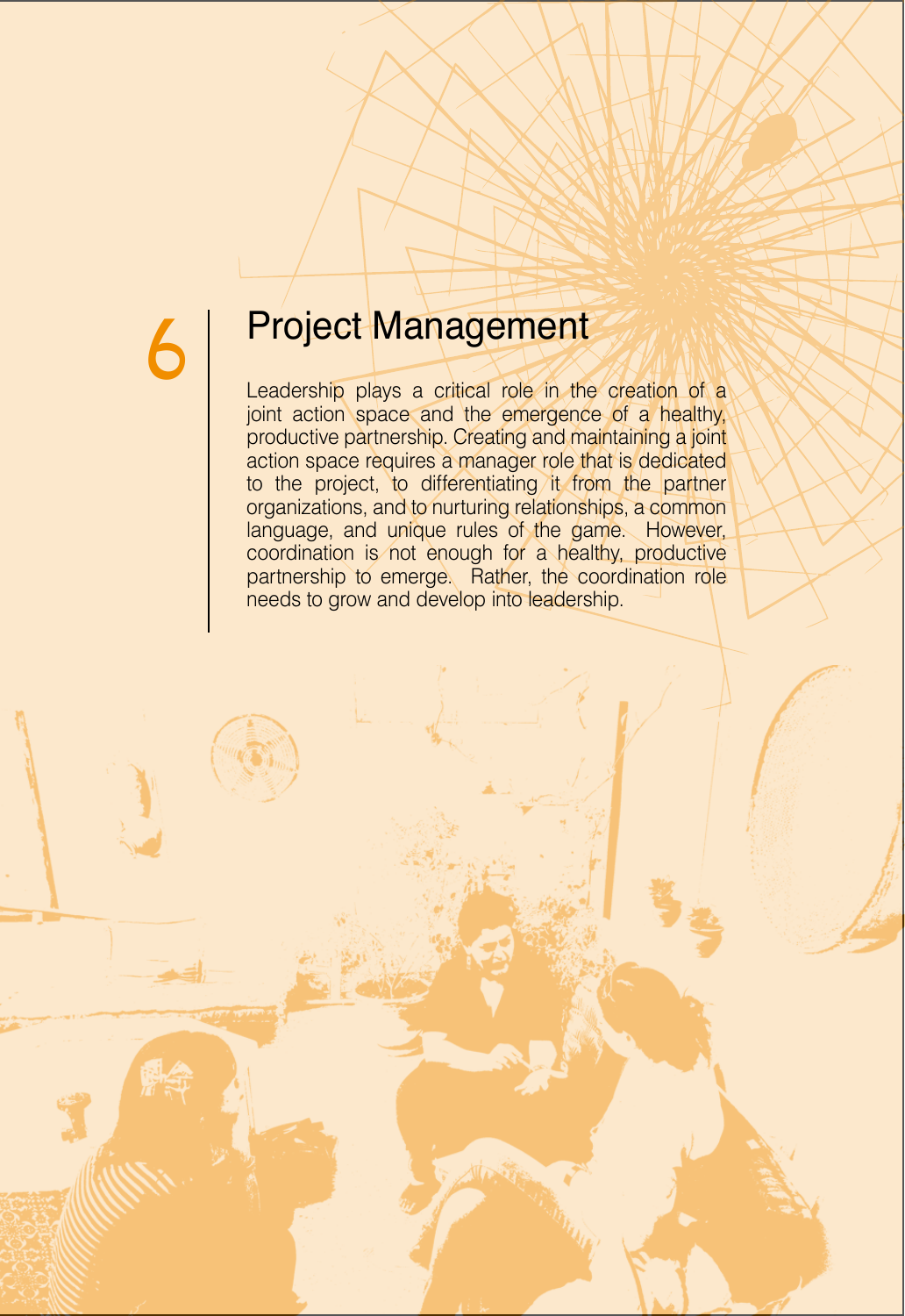# 6 Project Management

Leadership plays a critical role in the creation of a joint action space and the emergence of a healthy, productive partnership. Creating and maintaining a joint action space requires a manager role that is dedicated to the project, to differentiating it from the partner organizations, and to nurturing relationships, a common language, and unique rules of the game. However, coordination is not enough for a healthy, productive partnership to emerge. Rather, the coordination role needs to grow and develop into leadership.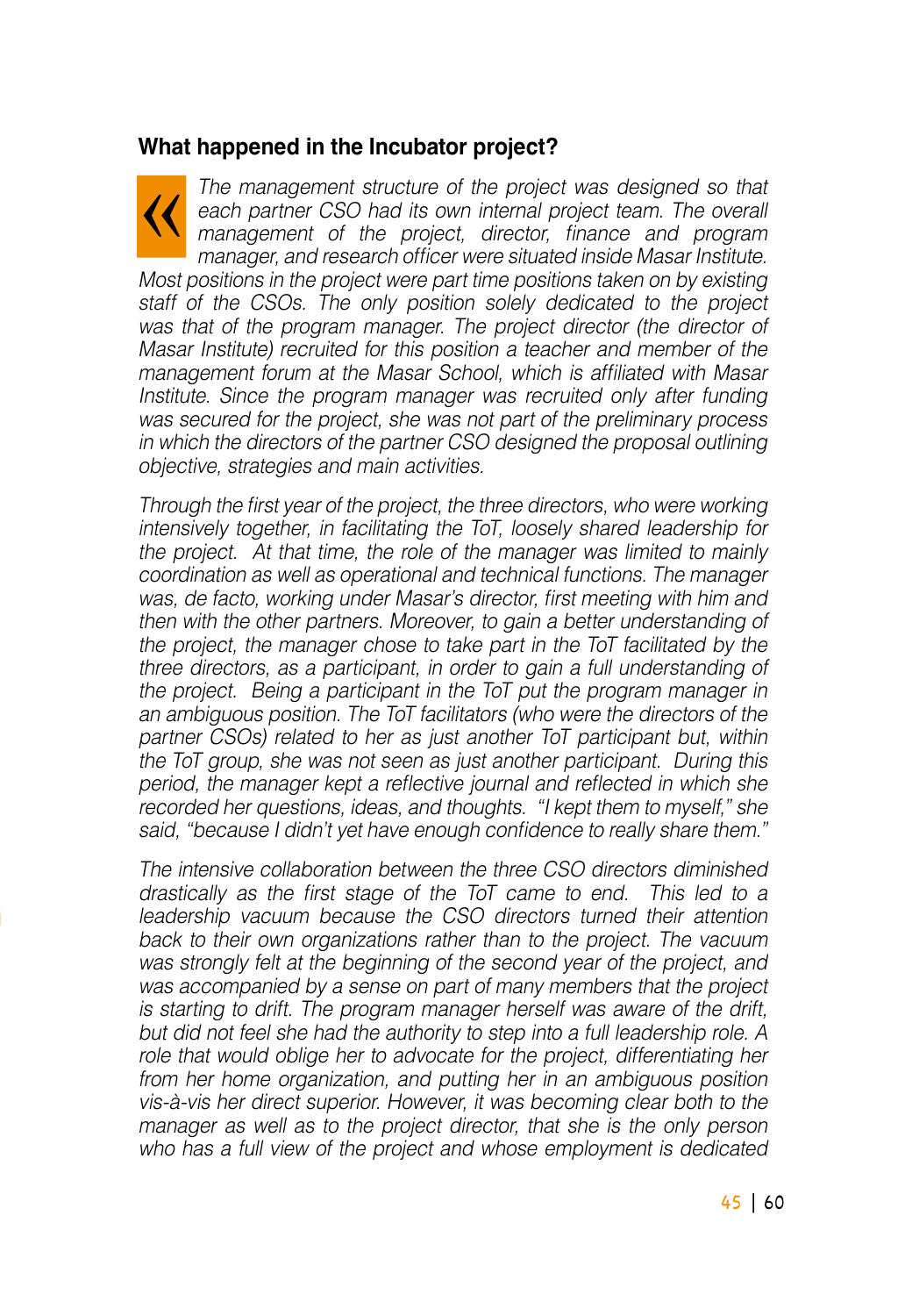## What happened in the Incubator project?

*« The management structure of the project was designed so that each partner CSO had its own internal project team. The overall management of the project, director, finance and program manager, and research officer were situated inside Masar Institute. Most positions in the project were part time positions taken on by existing staff of the CSOs. The only position solely dedicated to the project was that of the program manager. The project director (the director of Masar Institute) recruited for this position a teacher and member of the management forum at the Masar School, which is affiliated with Masar Institute. Since the program manager was recruited only after funding was secured for the project, she was not part of the preliminary process in which the directors of the partner CSO designed the proposal outlining objective, strategies and main activities.*

*Through the first year of the project, the three directors, who were working intensively together, in facilitating the ToT, loosely shared leadership for the project. At that time, the role of the manager was limited to mainly coordination as well as operational and technical functions. The manager was, de facto, working under Masar's director, first meeting with him and then with the other partners. Moreover, to gain a better understanding of the project, the manager chose to take part in the ToT facilitated by the three directors, as a participant, in order to gain a full understanding of the project. Being a participant in the ToT put the program manager in an ambiguous position. The ToT facilitators (who were the directors of the partner CSOs) related to her as just another ToT participant but, within the ToT group, she was not seen as just another participant. During this period, the manager kept a reflective journal and reflected in which she recorded her questions, ideas, and thoughts. "I kept them to myself," she said, "because I didn't yet have enough confidence to really share them."*

*The intensive collaboration between the three CSO directors diminished drastically as the first stage of the ToT came to end. This led to a leadership vacuum because the CSO directors turned their attention back to their own organizations rather than to the project. The vacuum was strongly felt at the beginning of the second year of the project, and was accompanied by a sense on part of many members that the project is starting to drift. The program manager herself was aware of the drift, but did not feel she had the authority to step into a full leadership role. A role that would oblige her to advocate for the project, differentiating her from her home organization, and putting her in an ambiguous position vis-à-vis her direct superior. However, it was becoming clear both to the manager as well as to the project director, that she is the only person who has a full view of the project and whose employment is dedicated*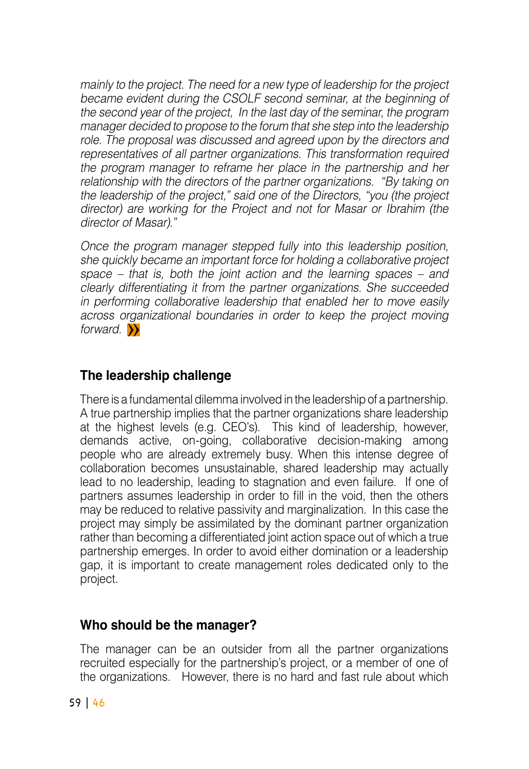*mainly to the project. The need for a new type of leadership for the project became evident during the CSOLF second seminar, at the beginning of the second year of the project, In the last day of the seminar, the program manager decided to propose to the forum that she step into the leadership role. The proposal was discussed and agreed upon by the directors and representatives of all partner organizations. This transformation required the program manager to reframe her place in the partnership and her relationship with the directors of the partner organizations. "By taking on the leadership of the project," said one of the Directors, "you (the project director) are working for the Project and not for Masar or Ibrahim (the director of Masar)."*

*Once the program manager stepped fully into this leadership position, she quickly became an important force for holding a collaborative project space – that is, both the joint action and the learning spaces – and clearly differentiating it from the partner organizations. She succeeded in performing collaborative leadership that enabled her to move easily across organizational boundaries in order to keep the project moving forward.* ❯❯

### The leadership challenge

There is a fundamental dilemma involved in the leadership of a partnership. A true partnership implies that the partner organizations share leadership at the highest levels (e.g. CEO's). This kind of leadership, however, demands active, on-going, collaborative decision-making among people who are already extremely busy. When this intense degree of collaboration becomes unsustainable, shared leadership may actually lead to no leadership, leading to stagnation and even failure. If one of partners assumes leadership in order to fill in the void, then the others may be reduced to relative passivity and marginalization. In this case the project may simply be assimilated by the dominant partner organization rather than becoming a differentiated joint action space out of which a true partnership emerges. In order to avoid either domination or a leadership gap, it is important to create management roles dedicated only to the project.

### Who should be the manager?

The manager can be an outsider from all the partner organizations recruited especially for the partnership's project, or a member of one of the organizations. However, there is no hard and fast rule about which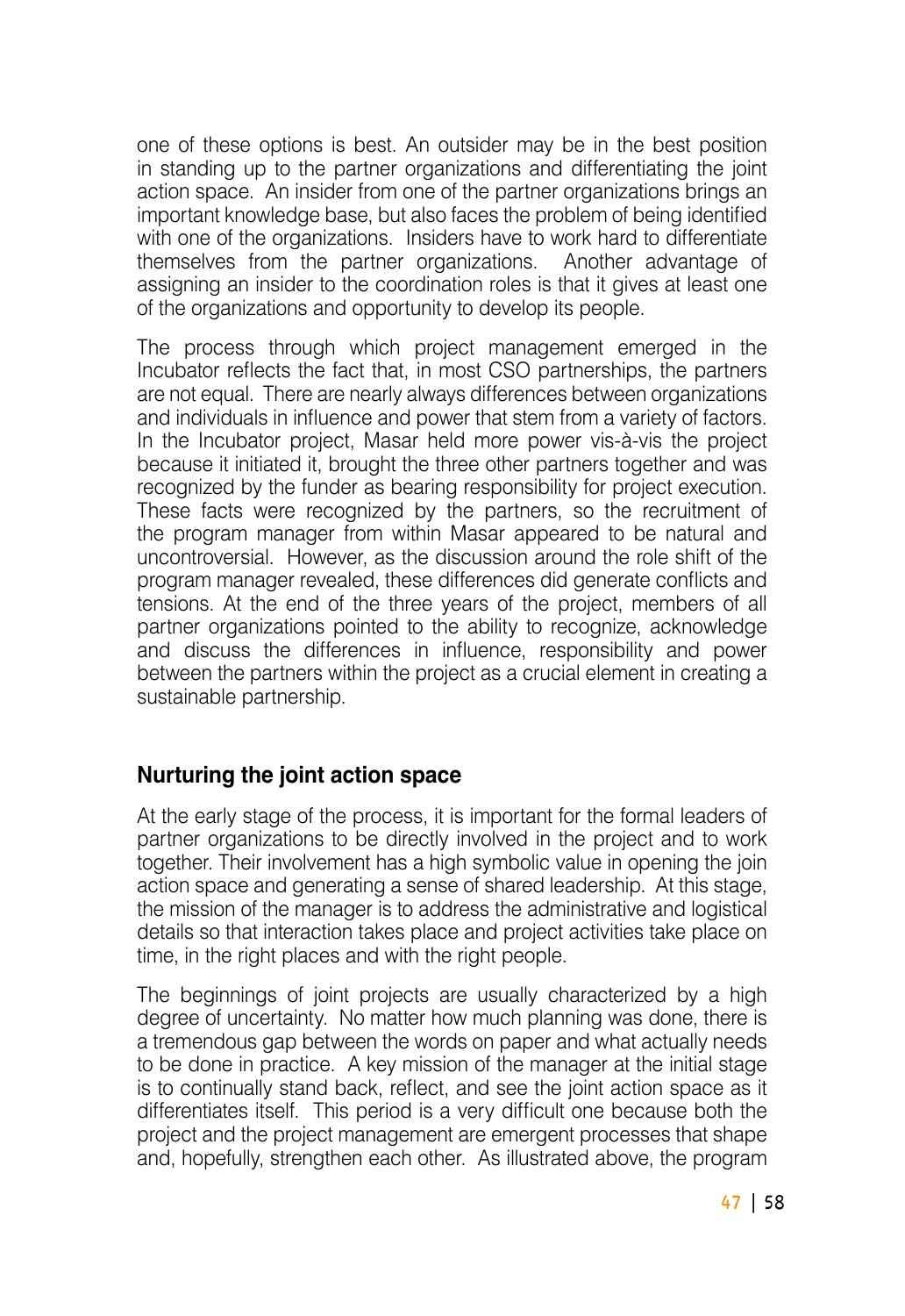one of these options is best. An outsider may be in the best position in standing up to the partner organizations and differentiating the joint action space. An insider from one of the partner organizations brings an important knowledge base, but also faces the problem of being identified with one of the organizations. Insiders have to work hard to differentiate themselves from the partner organizations. Another advantage of assigning an insider to the coordination roles is that it gives at least one of the organizations and opportunity to develop its people.

The process through which project management emerged in the Incubator reflects the fact that, in most CSO partnerships, the partners are not equal. There are nearly always differences between organizations and individuals in influence and power that stem from a variety of factors. In the Incubator project, Masar held more power vis-à-vis the project because it initiated it, brought the three other partners together and was recognized by the funder as bearing responsibility for project execution. These facts were recognized by the partners, so the recruitment of the program manager from within Masar appeared to be natural and uncontroversial. However, as the discussion around the role shift of the program manager revealed, these differences did generate conflicts and tensions. At the end of the three years of the project, members of all partner organizations pointed to the ability to recognize, acknowledge and discuss the differences in influence, responsibility and power between the partners within the project as a crucial element in creating a sustainable partnership.

## Nurturing the joint action space

At the early stage of the process, it is important for the formal leaders of partner organizations to be directly involved in the project and to work together. Their involvement has a high symbolic value in opening the join action space and generating a sense of shared leadership. At this stage, the mission of the manager is to address the administrative and logistical details so that interaction takes place and project activities take place on time, in the right places and with the right people.

The beginnings of joint projects are usually characterized by a high degree of uncertainty. No matter how much planning was done, there is a tremendous gap between the words on paper and what actually needs to be done in practice. A key mission of the manager at the initial stage is to continually stand back, reflect, and see the joint action space as it differentiates itself. This period is a very difficult one because both the project and the project management are emergent processes that shape and, hopefully, strengthen each other. As illustrated above, the program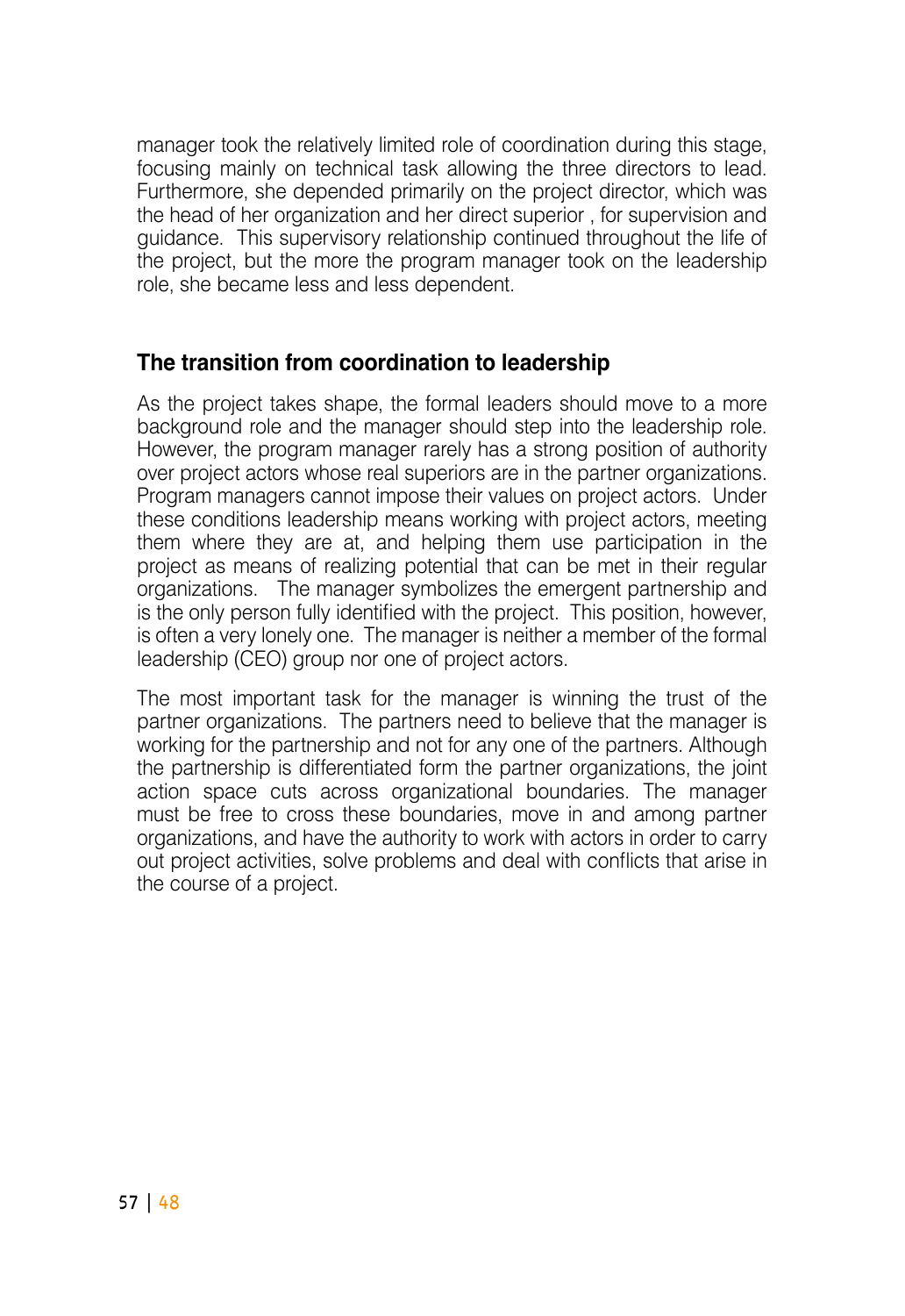manager took the relatively limited role of coordination during this stage, focusing mainly on technical task allowing the three directors to lead. Furthermore, she depended primarily on the project director, which was the head of her organization and her direct superior , for supervision and guidance. This supervisory relationship continued throughout the life of the project, but the more the program manager took on the leadership role, she became less and less dependent.

## The transition from coordination to leadership

As the project takes shape, the formal leaders should move to a more background role and the manager should step into the leadership role. However, the program manager rarely has a strong position of authority over project actors whose real superiors are in the partner organizations. Program managers cannot impose their values on project actors. Under these conditions leadership means working with project actors, meeting them where they are at, and helping them use participation in the project as means of realizing potential that can be met in their regular organizations. The manager symbolizes the emergent partnership and is the only person fully identified with the project. This position, however, is often a very lonely one. The manager is neither a member of the formal leadership (CEO) group nor one of project actors.

The most important task for the manager is winning the trust of the partner organizations. The partners need to believe that the manager is working for the partnership and not for any one of the partners. Although the partnership is differentiated form the partner organizations, the joint action space cuts across organizational boundaries. The manager must be free to cross these boundaries, move in and among partner organizations, and have the authority to work with actors in order to carry out project activities, solve problems and deal with conflicts that arise in the course of a project.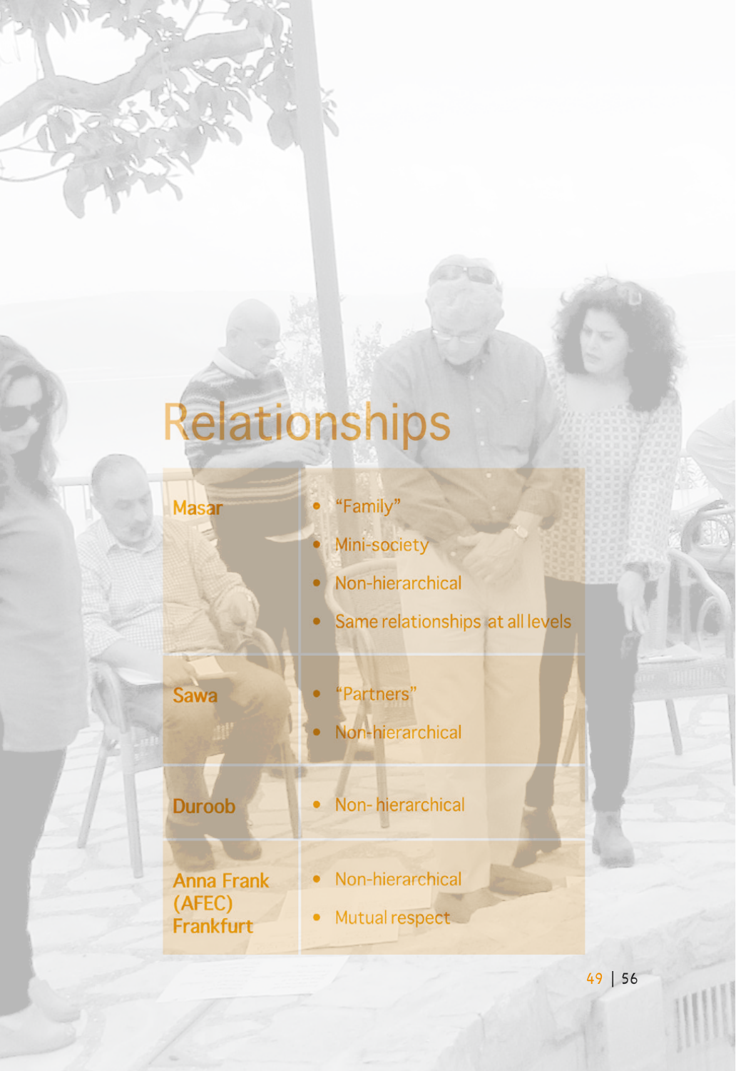# Relationships

| | |
|---|---|
| Masar | • "Family"<br>• Mini-society<br>• Non-hierarchical<br>• Same relationships at all levels |
| Sawa | • "Partners"<br>• Non-hierarchical |
| Duroob | • Non- hierarchical |
| Anna Frank (AFEC) Frankfurt | • Non-hierarchical<br>• Mutual respect |